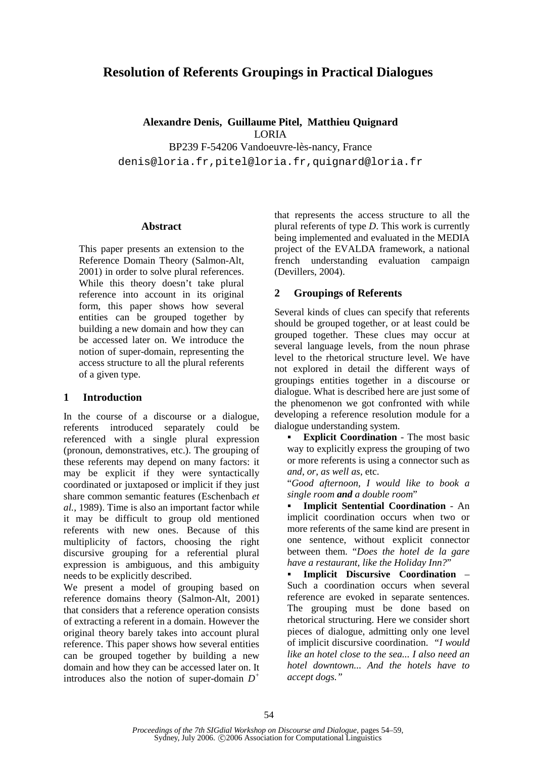# Resolution of Referents Groupings in Practical Dialogues

**Alexandre Denis, Guillaume Pitel, Matthieu Quignard**
LORIA
BP239 F-54206 Vandoeuvre-lès-nancy, France
denis@loria.fr,pitel@loria.fr,quignard@loria.fr

### Abstract

This paper presents an extension to the Reference Domain Theory (Salmon-Alt, 2001) in order to solve plural references. While this theory doesn't take plural reference into account in its original form, this paper shows how several entities can be grouped together by building a new domain and how they can be accessed later on. We introduce the notion of super-domain, representing the access structure to all the plural referents of a given type.

## 1 Introduction

In the course of a discourse or a dialogue, referents introduced separately could be referenced with a single plural expression (pronoun, demonstratives, etc.). The grouping of these referents may depend on many factors: it may be explicit if they were syntactically coordinated or juxtaposed or implicit if they just share common semantic features (Eschenbach *et al.*, 1989). Time is also an important factor while it may be difficult to group old mentioned referents with new ones. Because of this multiplicity of factors, choosing the right discursive grouping for a referential plural expression is ambiguous, and this ambiguity needs to be explicitly described.

We present a model of grouping based on reference domains theory (Salmon-Alt, 2001) that considers that a reference operation consists of extracting a referent in a domain. However the original theory barely takes into account plural reference. This paper shows how several entities can be grouped together by building a new domain and how they can be accessed later on. It introduces also the notion of super-domain $D^+$ that represents the access structure to all the plural referents of type $D$. This work is currently being implemented and evaluated in the MEDIA project of the EVALDA framework, a national french understanding evaluation campaign (Devillers, 2004).

## 2 Groupings of Referents

Several kinds of clues can specify that referents should be grouped together, or at least could be grouped together. These clues may occur at several language levels, from the noun phrase level to the rhetorical structure level. We have not explored in detail the different ways of groupings entities together in a discourse or dialogue. What is described here are just some of the phenomenon we got confronted with while developing a reference resolution module for a dialogue understanding system.

- **Explicit Coordination** - The most basic way to explicitly express the grouping of two or more referents is using a connector such as *and*, *or*, *as well as*, etc.
  "*Good afternoon, I would like to book a single room* ***and*** *a double room*"
- **Implicit Sentential Coordination** - An implicit coordination occurs when two or more referents of the same kind are present in one sentence, without explicit connector between them. "*Does the hotel de la gare have a restaurant, like the Holiday Inn?*"
- **Implicit Discursive Coordination** – Such a coordination occurs when several reference are evoked in separate sentences. The grouping must be done based on rhetorical structuring. Here we consider short pieces of dialogue, admitting only one level of implicit discursive coordination. *"I would like an hotel close to the sea... I also need an hotel downtown... And the hotels have to accept dogs."*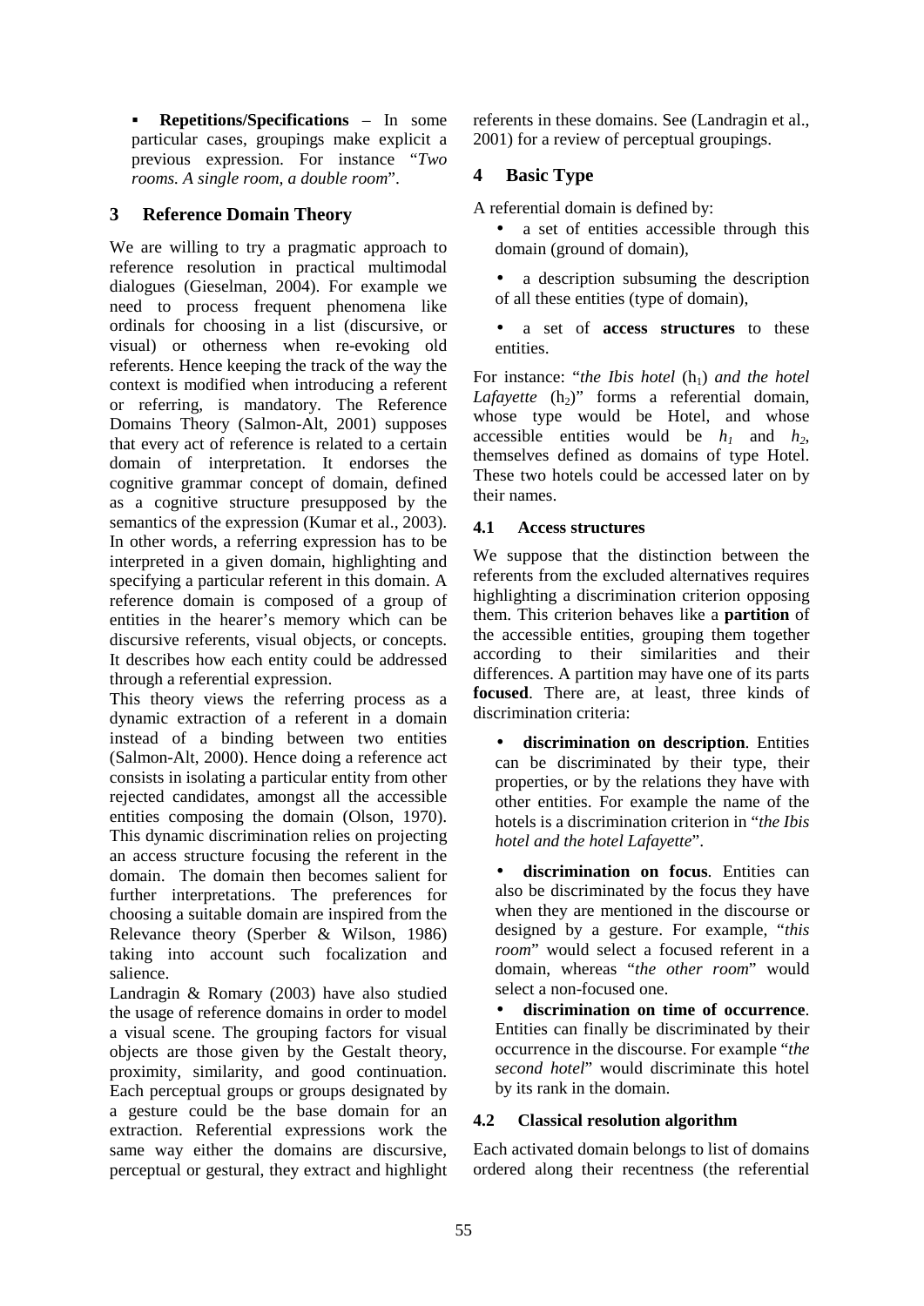- **Repetitions/Specifications** – In some particular cases, groupings make explicit a previous expression. For instance "*Two rooms. A single room, a double room*".

## 3 Reference Domain Theory

We are willing to try a pragmatic approach to reference resolution in practical multimodal dialogues (Gieselman, 2004). For example we need to process frequent phenomena like ordinals for choosing in a list (discursive, or visual) or otherness when re-evoking old referents. Hence keeping the track of the way the context is modified when introducing a referent or referring, is mandatory. The Reference Domains Theory (Salmon-Alt, 2001) supposes that every act of reference is related to a certain domain of interpretation. It endorses the cognitive grammar concept of domain, defined as a cognitive structure presupposed by the semantics of the expression (Kumar et al., 2003). In other words, a referring expression has to be interpreted in a given domain, highlighting and specifying a particular referent in this domain. A reference domain is composed of a group of entities in the hearer's memory which can be discursive referents, visual objects, or concepts. It describes how each entity could be addressed through a referential expression.

This theory views the referring process as a dynamic extraction of a referent in a domain instead of a binding between two entities (Salmon-Alt, 2000). Hence doing a reference act consists in isolating a particular entity from other rejected candidates, amongst all the accessible entities composing the domain (Olson, 1970). This dynamic discrimination relies on projecting an access structure focusing the referent in the domain. The domain then becomes salient for further interpretations. The preferences for choosing a suitable domain are inspired from the Relevance theory (Sperber & Wilson, 1986) taking into account such focalization and salience.

Landragin & Romary (2003) have also studied the usage of reference domains in order to model a visual scene. The grouping factors for visual objects are those given by the Gestalt theory, proximity, similarity, and good continuation. Each perceptual groups or groups designated by a gesture could be the base domain for an extraction. Referential expressions work the same way either the domains are discursive, perceptual or gestural, they extract and highlight referents in these domains. See (Landragin et al., 2001) for a review of perceptual groupings.

## 4 Basic Type

A referential domain is defined by:

- a set of entities accessible through this domain (ground of domain),
- a description subsuming the description of all these entities (type of domain),
- a set of **access structures** to these entities.

For instance: "*the Ibis hotel* ($h_1$) *and the hotel Lafayette* ($h_2$)" forms a referential domain, whose type would be Hotel, and whose accessible entities would be $h_1$ and $h_2$, themselves defined as domains of type Hotel. These two hotels could be accessed later on by their names.

### 4.1 Access structures

We suppose that the distinction between the referents from the excluded alternatives requires highlighting a discrimination criterion opposing them. This criterion behaves like a **partition** of the accessible entities, grouping them together according to their similarities and their differences. A partition may have one of its parts **focused**. There are, at least, three kinds of discrimination criteria:

- **discrimination on description**. Entities can be discriminated by their type, their properties, or by the relations they have with other entities. For example the name of the hotels is a discrimination criterion in "*the Ibis hotel and the hotel Lafayette*".
- **discrimination on focus**. Entities can also be discriminated by the focus they have when they are mentioned in the discourse or designed by a gesture. For example, "*this room*" would select a focused referent in a domain, whereas "*the other room*" would select a non-focused one.
- **discrimination on time of occurrence**. Entities can finally be discriminated by their occurrence in the discourse. For example "*the second hotel*" would discriminate this hotel by its rank in the domain.

### 4.2 Classical resolution algorithm

Each activated domain belongs to list of domains ordered along their recentness (the referential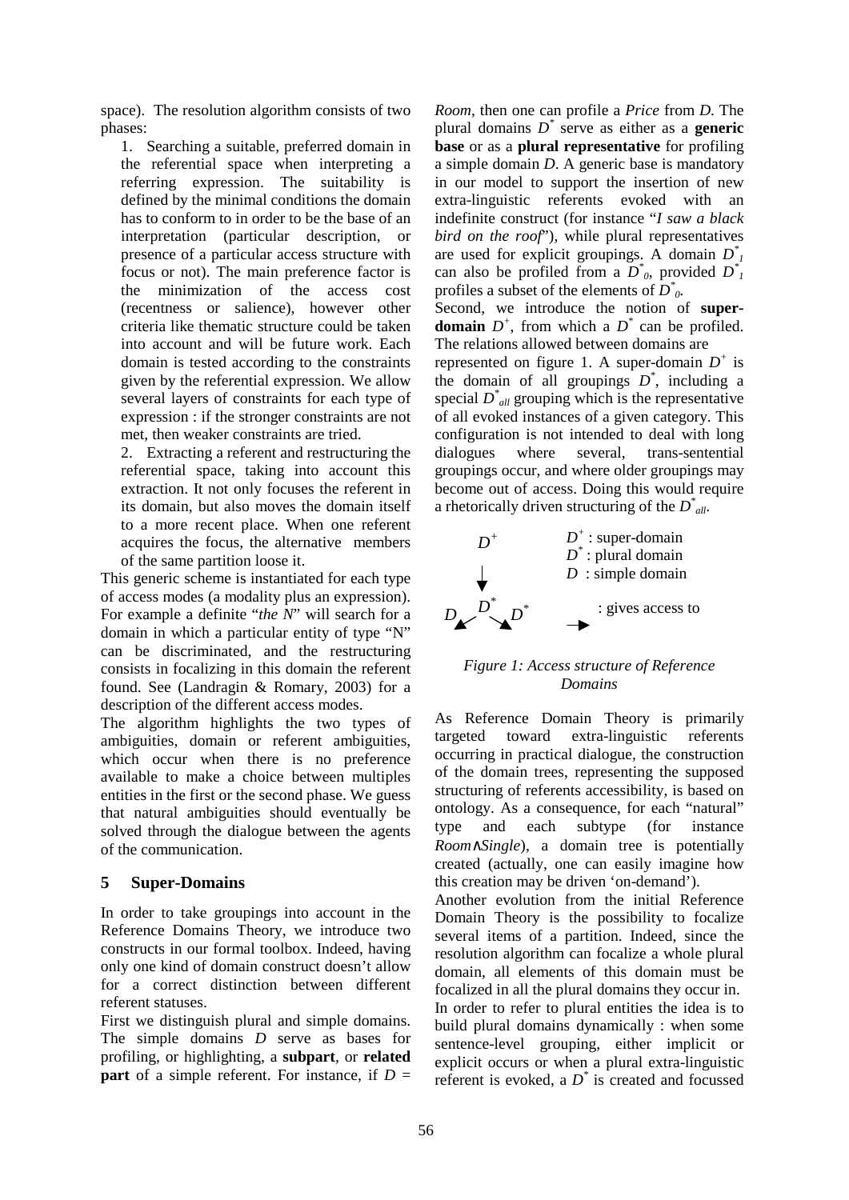space). The resolution algorithm consists of two phases:

1. Searching a suitable, preferred domain in the referential space when interpreting a referring expression. The suitability is defined by the minimal conditions the domain has to conform to in order to be the base of an interpretation (particular description, or presence of a particular access structure with focus or not). The main preference factor is the minimization of the access cost (recentness or salience), however other criteria like thematic structure could be taken into account and will be future work. Each domain is tested according to the constraints given by the referential expression. We allow several layers of constraints for each type of expression : if the stronger constraints are not met, then weaker constraints are tried.
2. Extracting a referent and restructuring the referential space, taking into account this extraction. It not only focuses the referent in its domain, but also moves the domain itself to a more recent place. When one referent acquires the focus, the alternative members of the same partition loose it.

This generic scheme is instantiated for each type of access modes (a modality plus an expression). For example a definite "*the N*" will search for a domain in which a particular entity of type "N" can be discriminated, and the restructuring consists in focalizing in this domain the referent found. See (Landragin & Romary, 2003) for a description of the different access modes.

The algorithm highlights the two types of ambiguities, domain or referent ambiguities, which occur when there is no preference available to make a choice between multiples entities in the first or the second phase. We guess that natural ambiguities should eventually be solved through the dialogue between the agents of the communication.

## 5 Super-Domains

In order to take groupings into account in the Reference Domains Theory, we introduce two constructs in our formal toolbox. Indeed, having only one kind of domain construct doesn't allow for a correct distinction between different referent statuses.

First we distinguish plural and simple domains. The simple domains $D$ serve as bases for profiling, or highlighting, a **subpart**, or **related part** of a simple referent. For instance, if $D$ = *Room*, then one can profile a *Price* from $D$. The plural domains $D^*$ serve as either as a **generic base** or as a **plural representative** for profiling a simple domain $D$. A generic base is mandatory in our model to support the insertion of new extra-linguistic referents evoked with an indefinite construct (for instance "*I saw a black bird on the roof*"), while plural representatives are used for explicit groupings. A domain $D^*_1$ can also be profiled from a $D^*_0$, provided $D^*_1$ profiles a subset of the elements of $D^*_0$.

Second, we introduce the notion of **super-domain** $D^+$, from which a $D^*$ can be profiled. The relations allowed between domains are represented on figure 1. A super-domain $D^+$ is the domain of all groupings $D^*$, including a special $D^*_{all}$ grouping which is the representative of all evoked instances of a given category. This configuration is not intended to deal with long dialogues where several, trans-sentential groupings occur, and where older groupings may become out of access. Doing this would require a rhetorically driven structuring of the $D^*_{all}$.

$D^+$ : super-domain
$D^*$ : plural domain
$D$ : simple domain
→ : gives access to

*Figure 1: Access structure of Reference Domains*

As Reference Domain Theory is primarily targeted toward extra-linguistic referents occurring in practical dialogue, the construction of the domain trees, representing the supposed structuring of referents accessibility, is based on ontology. As a consequence, for each "natural" type and each subtype (for instance *Room*∧*Single*), a domain tree is potentially created (actually, one can easily imagine how this creation may be driven 'on-demand').

Another evolution from the initial Reference Domain Theory is the possibility to focalize several items of a partition. Indeed, since the resolution algorithm can focalize a whole plural domain, all elements of this domain must be focalized in all the plural domains they occur in.

In order to refer to plural entities the idea is to build plural domains dynamically : when some sentence-level grouping, either implicit or explicit occurs or when a plural extra-linguistic referent is evoked, a $D^*$ is created and focussed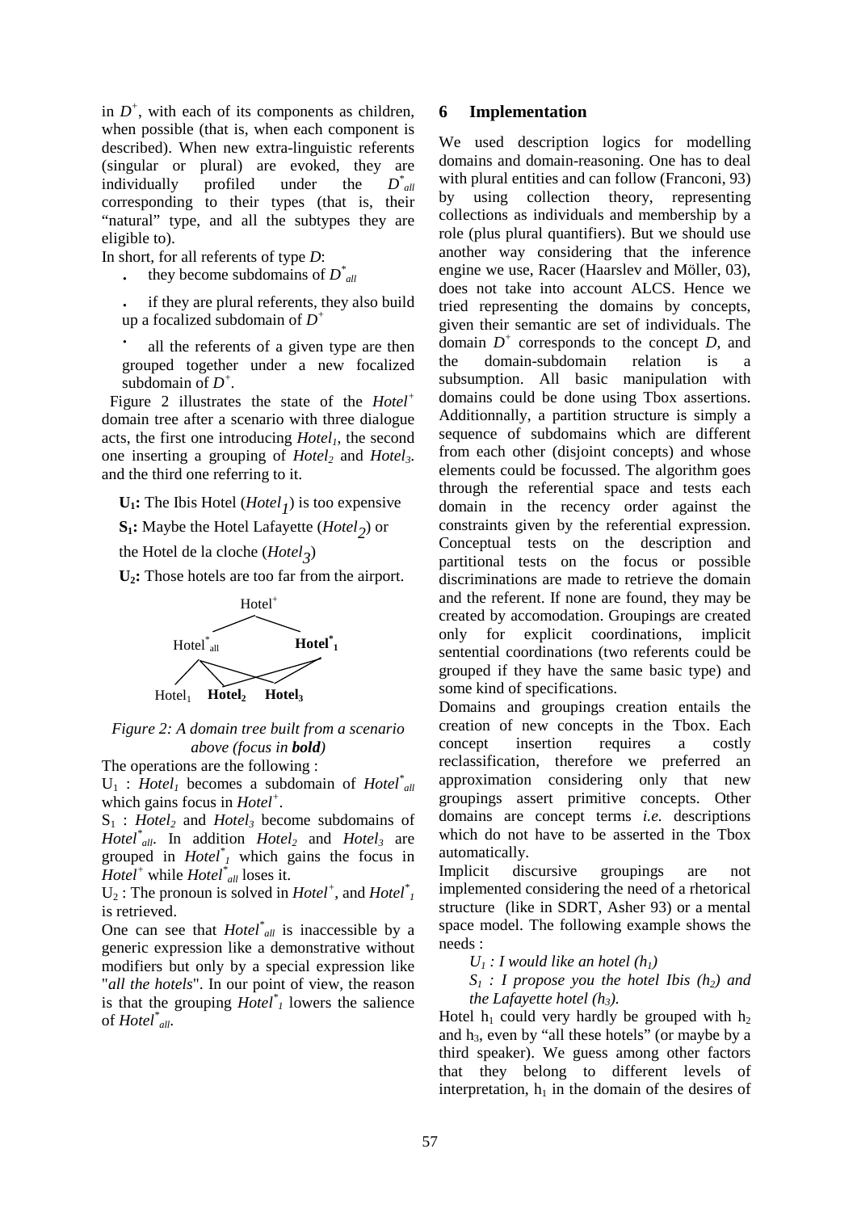in $D^+$, with each of its components as children, when possible (that is, when each component is described). When new extra-linguistic referents (singular or plural) are evoked, they are individually profiled under the $D^*_{all}$ corresponding to their types (that is, their "natural" type, and all the subtypes they are eligible to).

In short, for all referents of type $D$:

- they become subdomains of $D^*_{all}$
- if they are plural referents, they also build up a focalized subdomain of $D^+$
- all the referents of a given type are then grouped together under a new focalized subdomain of $D^+$.

Figure 2 illustrates the state of the $Hotel^+$ domain tree after a scenario with three dialogue acts, the first one introducing $Hotel_1$, the second one inserting a grouping of $Hotel_2$ and $Hotel_3$. and the third one referring to it.

**U₁:** The Ibis Hotel ($Hotel_1$) is too expensive

**S₁:** Maybe the Hotel Lafayette ($Hotel_2$) or the Hotel de la cloche ($Hotel_3$)

**U₂:** Those hotels are too far from the airport.

*Figure 2: A domain tree built from a scenario above (focus in **bold**)*

The operations are the following :

$U_1$ : $Hotel_1$ becomes a subdomain of $Hotel^*_{all}$ which gains focus in $Hotel^+$.

$S_1$ : $Hotel_2$ and $Hotel_3$ become subdomains of $Hotel^*_{all}$. In addition $Hotel_2$ and $Hotel_3$ are grouped in $Hotel^*_1$ which gains the focus in $Hotel^+$ while $Hotel^*_{all}$ loses it.

$U_2$ : The pronoun is solved in $Hotel^+$, and $Hotel^*_1$ is retrieved.

One can see that $Hotel^*_{all}$ is inaccessible by a generic expression like a demonstrative without modifiers but only by a special expression like "*all the hotels*". In our point of view, the reason is that the grouping $Hotel^*_1$ lowers the salience of $Hotel^*_{all}$.

## 6 Implementation

We used description logics for modelling domains and domain-reasoning. One has to deal with plural entities and can follow (Franconi, 93) by using collection theory, representing collections as individuals and membership by a role (plus plural quantifiers). But we should use another way considering that the inference engine we use, Racer (Haarslev and Möller, 03), does not take into account ALCS. Hence we tried representing the domains by concepts, given their semantic are set of individuals. The domain $D^+$ corresponds to the concept $D$, and the domain-subdomain relation is a subsumption. All basic manipulation with domains could be done using Tbox assertions. Additionnally, a partition structure is simply a sequence of subdomains which are different from each other (disjoint concepts) and whose elements could be focussed. The algorithm goes through the referential space and tests each domain in the recency order against the constraints given by the referential expression. Conceptual tests on the description and partitional tests on the focus or possible discriminations are made to retrieve the domain and the referent. If none are found, they may be created by accomodation. Groupings are created only for explicit coordinations, implicit sentential coordinations (two referents could be grouped if they have the same basic type) and some kind of specifications.

Domains and groupings creation entails the creation of new concepts in the Tbox. Each concept insertion requires a costly reclassification, therefore we preferred an approximation considering only that new groupings assert primitive concepts. Other domains are concept terms *i.e.* descriptions which do not have to be asserted in the Tbox automatically.

Implicit discursive groupings are not implemented considering the need of a rhetorical structure (like in SDRT, Asher 93) or a mental space model. The following example shows the needs :

*$U_1$ : I would like an hotel ($h_1$)*

*$S_1$ : I propose you the hotel Ibis ($h_2$) and the Lafayette hotel ($h_3$).*

Hotel $h_1$ could very hardly be grouped with $h_2$ and $h_3$, even by "all these hotels" (or maybe by a third speaker). We guess among other factors that they belong to different levels of interpretation, $h_1$ in the domain of the desires of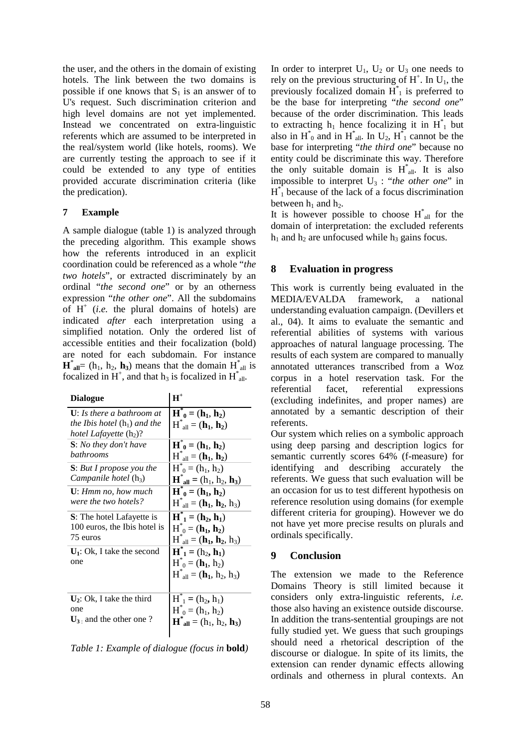the user, and the others in the domain of existing hotels. The link between the two domains is possible if one knows that $S_1$ is an answer of to U's request. Such discrimination criterion and high level domains are not yet implemented. Instead we concentrated on extra-linguistic referents which are assumed to be interpreted in the real/system world (like hotels, rooms). We are currently testing the approach to see if it could be extended to any type of entities provided accurate discrimination criteria (like the predication).

## 7 Example

A sample dialogue (table 1) is analyzed through the preceding algorithm. This example shows how the referents introduced in an explicit coordination could be referenced as a whole "*the two hotels*", or extracted discriminately by an ordinal "*the second one*" or by an otherness expression "*the other one*". All the subdomains of $H^+$ (*i.e.* the plural domains of hotels) are indicated *after* each interpretation using a simplified notation. Only the ordered list of accessible entities and their focalization (bold) are noted for each subdomain. For instance $\mathbf{H^*_{all}} = (h_1, h_2, \mathbf{h_3})$ means that the domain $H^*_{all}$ is focalized in $H^+$, and that $h_3$ is focalized in $H^*_{all}$.

| **Dialogue** | $\mathbf{H^+}$ |
|---|---|
| **U**: *Is there a bathroom at the Ibis hotel* ($h_1$) *and the hotel Lafayette* ($h_2$)? | $\mathbf{H^*_0} = (\mathbf{h_1}, \mathbf{h_2})$ <br> $H^*_{all} = (\mathbf{h_1}, \mathbf{h_2})$ |
| **S**: *No they don't have bathrooms* | $\mathbf{H^*_0} = (\mathbf{h_1}, \mathbf{h_2})$ <br> $H^*_{all} = (\mathbf{h_1}, \mathbf{h_2})$ |
| **S**: *But I propose you the Campanile hotel* ($h_3$) | $H^*_0 = (h_1, h_2)$ <br> $\mathbf{H^*_{all}} = (h_1, h_2, \mathbf{h_3})$ |
| **U**: *Hmm no, how much were the two hotels?* | $\mathbf{H^*_0} = (\mathbf{h_1}, \mathbf{h_2})$ <br> $H^*_{all} = (\mathbf{h_1}, \mathbf{h_2}, h_3)$ |
| **S**: The hotel Lafayette is 100 euros, the Ibis hotel is 75 euros | $\mathbf{H^*_1} = (\mathbf{h_2}, \mathbf{h_1})$ <br> $H^*_0 = (\mathbf{h_1}, \mathbf{h_2})$ <br> $H^*_{all} = (\mathbf{h_1}, \mathbf{h_2}, h_3)$ |
| $\mathbf{U_1}$: Ok, I take the second one | $\mathbf{H^*_1} = (h_2, \mathbf{h_1})$ <br> $H^*_0 = (\mathbf{h_1}, h_2)$ <br> $H^*_{all} = (\mathbf{h_1}, h_2, h_3)$ |
| $\mathbf{U_2}$: Ok, I take the third one <br> $\mathbf{U_3}$: and the other one ? | $H^*_1 = (h_2, h_1)$ <br> $H^*_0 = (h_1, h_2)$ <br> $\mathbf{H^*_{all}} = (h_1, h_2, \mathbf{h_3})$ |

*Table 1: Example of dialogue (focus in* **bold***)*

In order to interpret $U_1$, $U_2$ or $U_3$ one needs to rely on the previous structuring of $H^+$. In $U_1$, the previously focalized domain $H^*_1$ is preferred to be the base for interpreting "*the second one*" because of the order discrimination. This leads to extracting $h_1$ hence focalizing it in $H^*_1$ but also in $H^*_0$ and in $H^*_{all}$. In $U_2$, $H^*_1$ cannot be the base for interpreting "*the third one*" because no entity could be discriminate this way. Therefore the only suitable domain is $H^*_{all}$. It is also impossible to interpret $U_3$ : "*the other one*" in $H^*_1$ because of the lack of a focus discrimination between $h_1$ and $h_2$.

It is however possible to choose $H^*_{all}$ for the domain of interpretation: the excluded referents $h_1$ and $h_2$ are unfocused while $h_3$ gains focus.

## 8 Evaluation in progress

This work is currently being evaluated in the MEDIA/EVALDA framework, a national understanding evaluation campaign. (Devillers et al., 04). It aims to evaluate the semantic and referential abilities of systems with various approaches of natural language processing. The results of each system are compared to manually annotated utterances transcribed from a Woz corpus in a hotel reservation task. For the referential facet, referential expressions (excluding indefinites, and proper names) are annotated by a semantic description of their referents.

Our system which relies on a symbolic approach using deep parsing and description logics for semantic currently scores 64% (f-measure) for identifying and describing accurately the referents. We guess that such evaluation will be an occasion for us to test different hypothesis on reference resolution using domains (for exemple different criteria for grouping). However we do not have yet more precise results on plurals and ordinals specifically.

## 9 Conclusion

The extension we made to the Reference Domains Theory is still limited because it considers only extra-linguistic referents, *i.e.* those also having an existence outside discourse. In addition the trans-sentential groupings are not fully studied yet. We guess that such groupings should need a rhetorical description of the discourse or dialogue. In spite of its limits, the extension can render dynamic effects allowing ordinals and otherness in plural contexts. An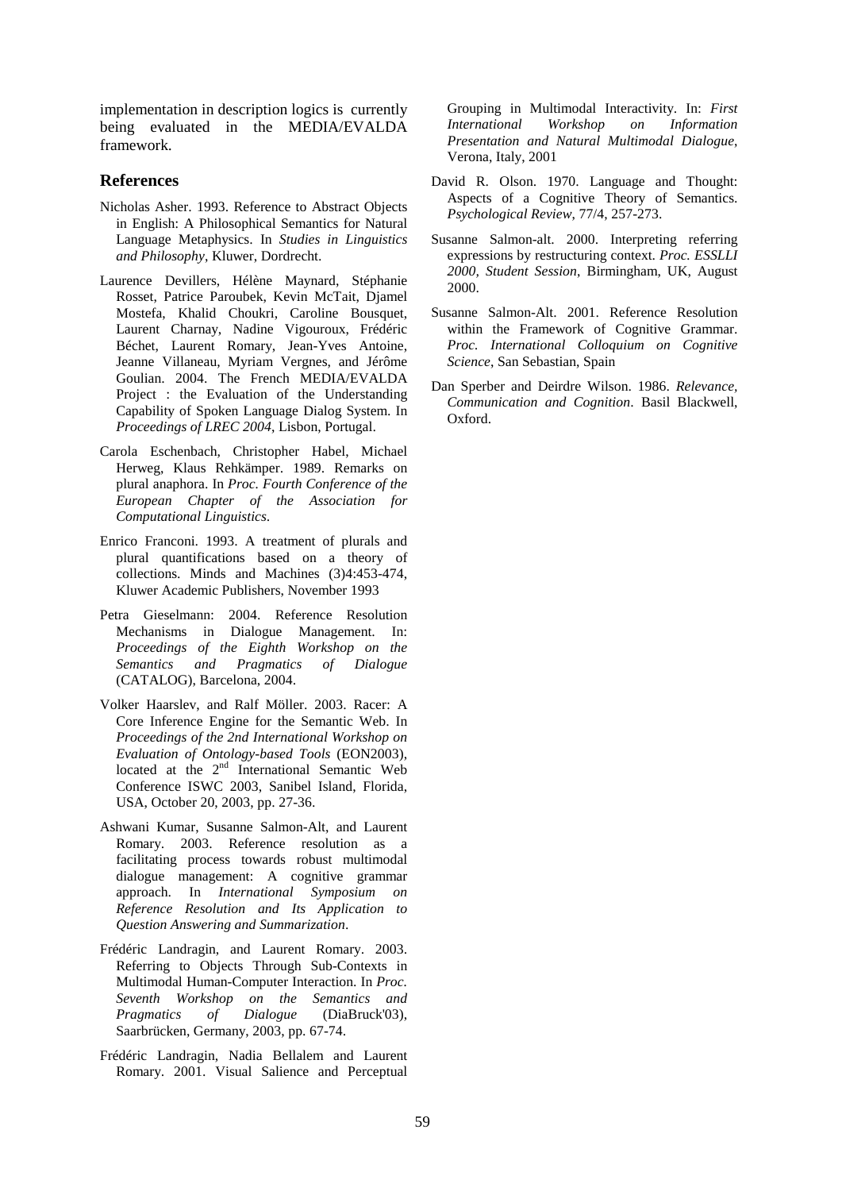implementation in description logics is currently being evaluated in the MEDIA/EVALDA framework.

## References

Nicholas Asher. 1993. Reference to Abstract Objects in English: A Philosophical Semantics for Natural Language Metaphysics. In *Studies in Linguistics and Philosophy*, Kluwer, Dordrecht.

Laurence Devillers, Hélène Maynard, Stéphanie Rosset, Patrice Paroubek, Kevin McTait, Djamel Mostefa, Khalid Choukri, Caroline Bousquet, Laurent Charnay, Nadine Vigouroux, Frédéric Béchet, Laurent Romary, Jean-Yves Antoine, Jeanne Villaneau, Myriam Vergnes, and Jérôme Goulian. 2004. The French MEDIA/EVALDA Project : the Evaluation of the Understanding Capability of Spoken Language Dialog System. In *Proceedings of LREC 2004*, Lisbon, Portugal.

Carola Eschenbach, Christopher Habel, Michael Herweg, Klaus Rehkämper. 1989. Remarks on plural anaphora. In *Proc. Fourth Conference of the European Chapter of the Association for Computational Linguistics*.

Enrico Franconi. 1993. A treatment of plurals and plural quantifications based on a theory of collections. Minds and Machines (3)4:453-474, Kluwer Academic Publishers, November 1993

Petra Gieselmann: 2004. Reference Resolution Mechanisms in Dialogue Management. In: *Proceedings of the Eighth Workshop on the Semantics and Pragmatics of Dialogue* (CATALOG), Barcelona, 2004.

Volker Haarslev, and Ralf Möller. 2003. Racer: A Core Inference Engine for the Semantic Web. In *Proceedings of the 2nd International Workshop on Evaluation of Ontology-based Tools* (EON2003), located at the 2nd International Semantic Web Conference ISWC 2003, Sanibel Island, Florida, USA, October 20, 2003, pp. 27-36.

Ashwani Kumar, Susanne Salmon-Alt, and Laurent Romary. 2003. Reference resolution as a facilitating process towards robust multimodal dialogue management: A cognitive grammar approach. In *International Symposium on Reference Resolution and Its Application to Question Answering and Summarization*.

Frédéric Landragin, and Laurent Romary. 2003. Referring to Objects Through Sub-Contexts in Multimodal Human-Computer Interaction. In *Proc. Seventh Workshop on the Semantics and Pragmatics of Dialogue* (DiaBruck'03), Saarbrücken, Germany, 2003, pp. 67-74.

Frédéric Landragin, Nadia Bellalem and Laurent Romary. 2001. Visual Salience and Perceptual Grouping in Multimodal Interactivity. In: *First International Workshop on Information Presentation and Natural Multimodal Dialogue*, Verona, Italy, 2001

David R. Olson. 1970. Language and Thought: Aspects of a Cognitive Theory of Semantics. *Psychological Review*, 77/4, 257-273.

Susanne Salmon-alt. 2000. Interpreting referring expressions by restructuring context. *Proc. ESSLLI 2000, Student Session*, Birmingham, UK, August 2000.

Susanne Salmon-Alt. 2001. Reference Resolution within the Framework of Cognitive Grammar. *Proc. International Colloquium on Cognitive Science*, San Sebastian, Spain

Dan Sperber and Deirdre Wilson. 1986. *Relevance, Communication and Cognition*. Basil Blackwell, Oxford.